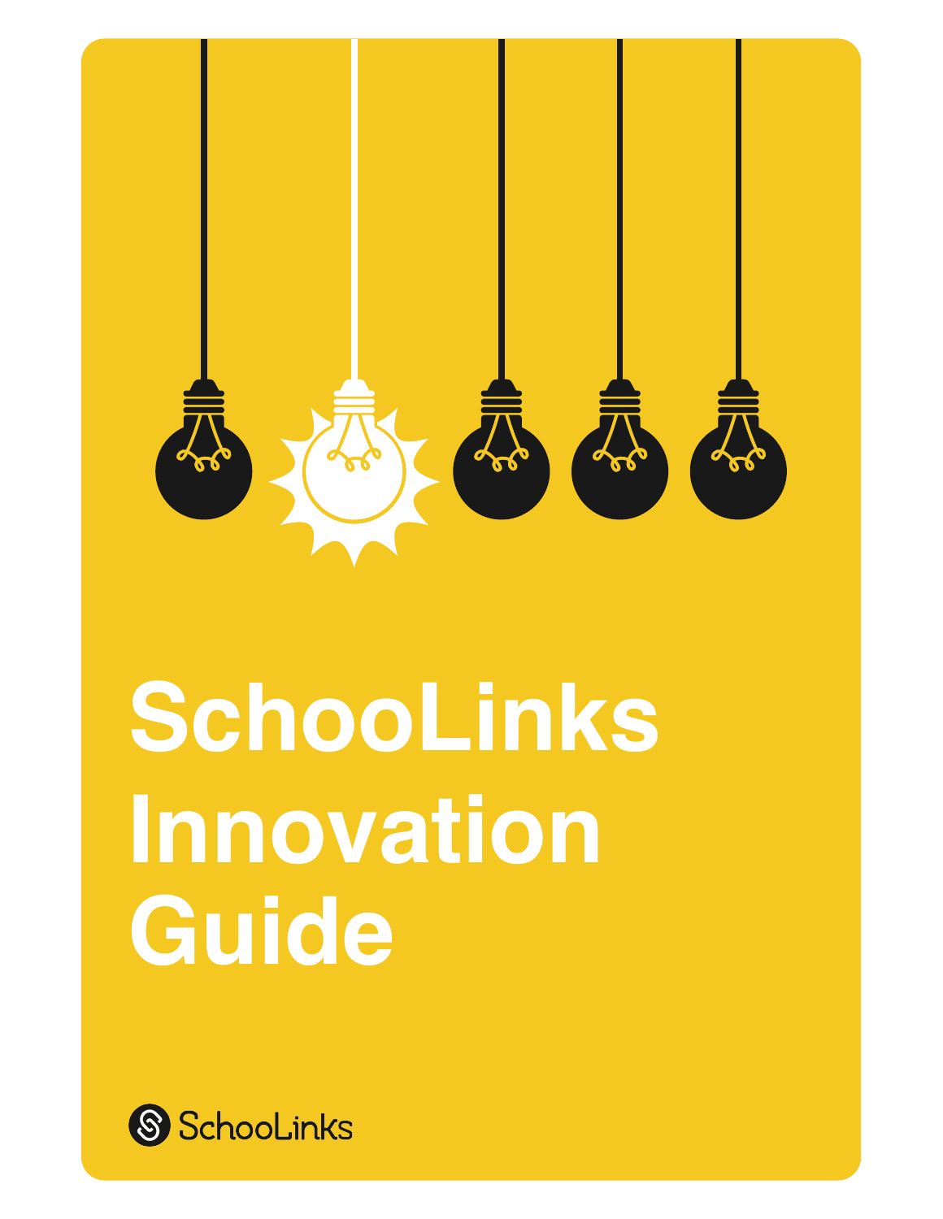# SchooLinks Innovation Guide

SchooLinks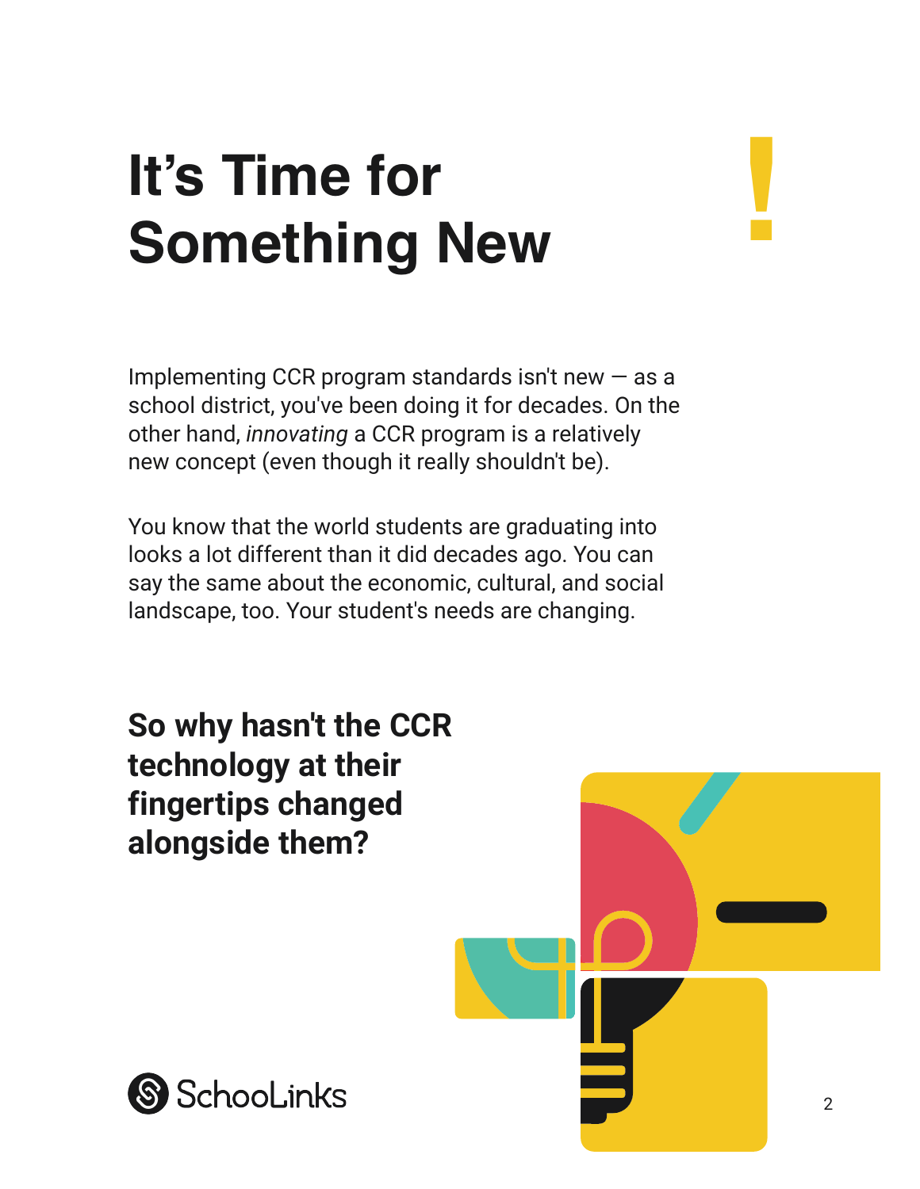# It's Time for Something New

Implementing CCR program standards isn't new — as a school district, you've been doing it for decades. On the other hand, *innovating* a CCR program is a relatively new concept (even though it really shouldn't be).

You know that the world students are graduating into looks a lot different than it did decades ago. You can say the same about the economic, cultural, and social landscape, too. Your student's needs are changing.

**So why hasn't the CCR technology at their fingertips changed alongside them?**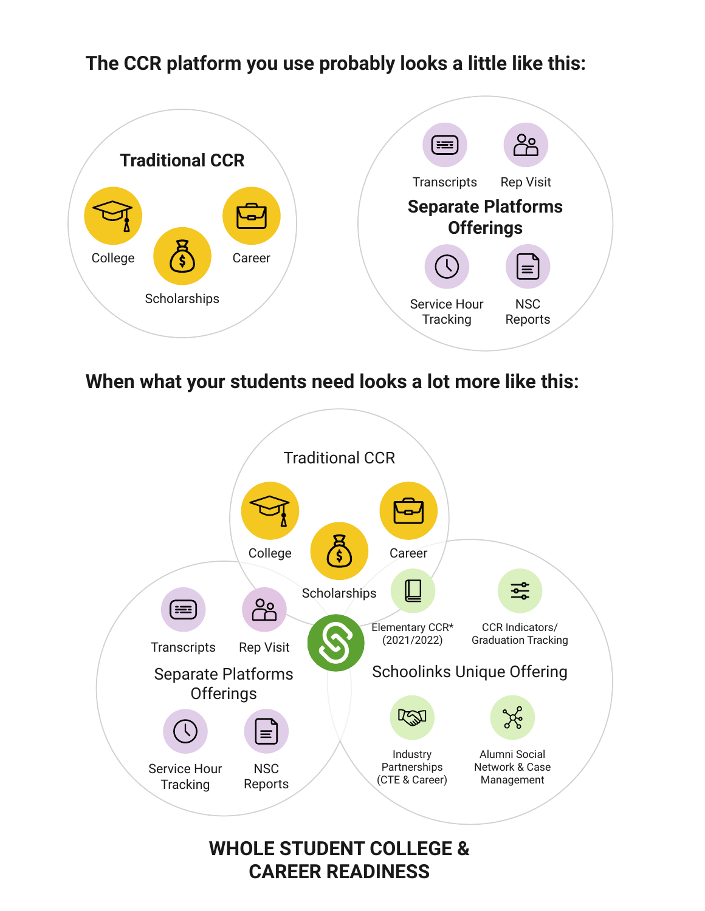## The CCR platform you use probably looks a little like this:

**Traditional CCR**

- College
- Scholarships
- Career

**Separate Platforms Offerings**

- Transcripts
- Rep Visit
- Service Hour Tracking
- NSC Reports

## When what your students need looks a lot more like this:

Traditional CCR

- College
- Scholarships
- Career

Separate Platforms Offerings

- Transcripts
- Rep Visit
- Service Hour Tracking
- NSC Reports

Schoolinks Unique Offering

- Elementary CCR* (2021/2022)
- CCR Indicators/ Graduation Tracking
- Industry Partnerships (CTE & Career)
- Alumni Social Network & Case Management

## WHOLE STUDENT COLLEGE & CAREER READINESS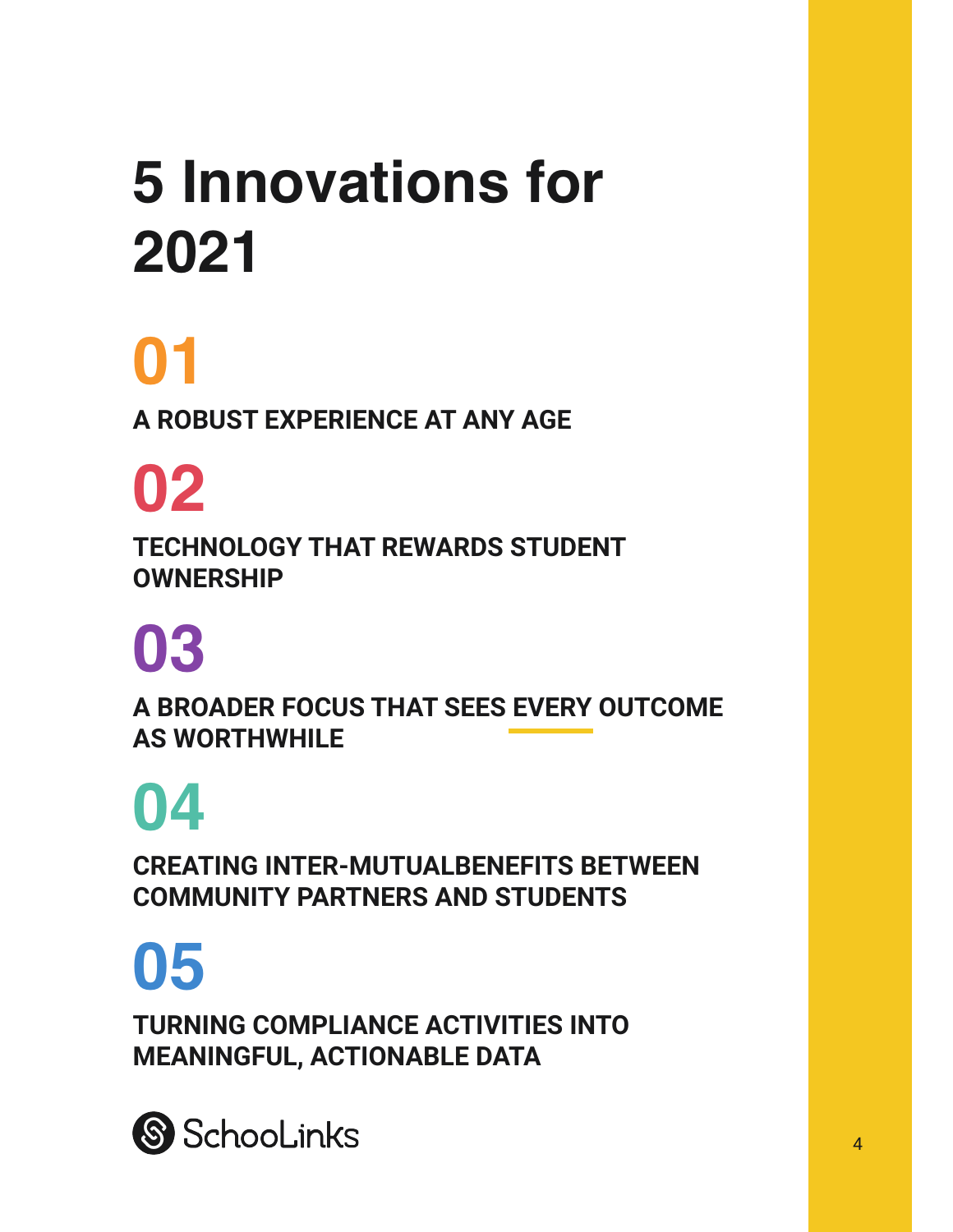# 5 Innovations for 2021

## 01

**A ROBUST EXPERIENCE AT ANY AGE**

## 02

**TECHNOLOGY THAT REWARDS STUDENT OWNERSHIP**

## 03

**A BROADER FOCUS THAT SEES EVERY OUTCOME AS WORTHWHILE**

## 04

**CREATING INTER-MUTUALBENEFITS BETWEEN COMMUNITY PARTNERS AND STUDENTS**

## 05

**TURNING COMPLIANCE ACTIVITIES INTO MEANINGFUL, ACTIONABLE DATA**

SchooLinks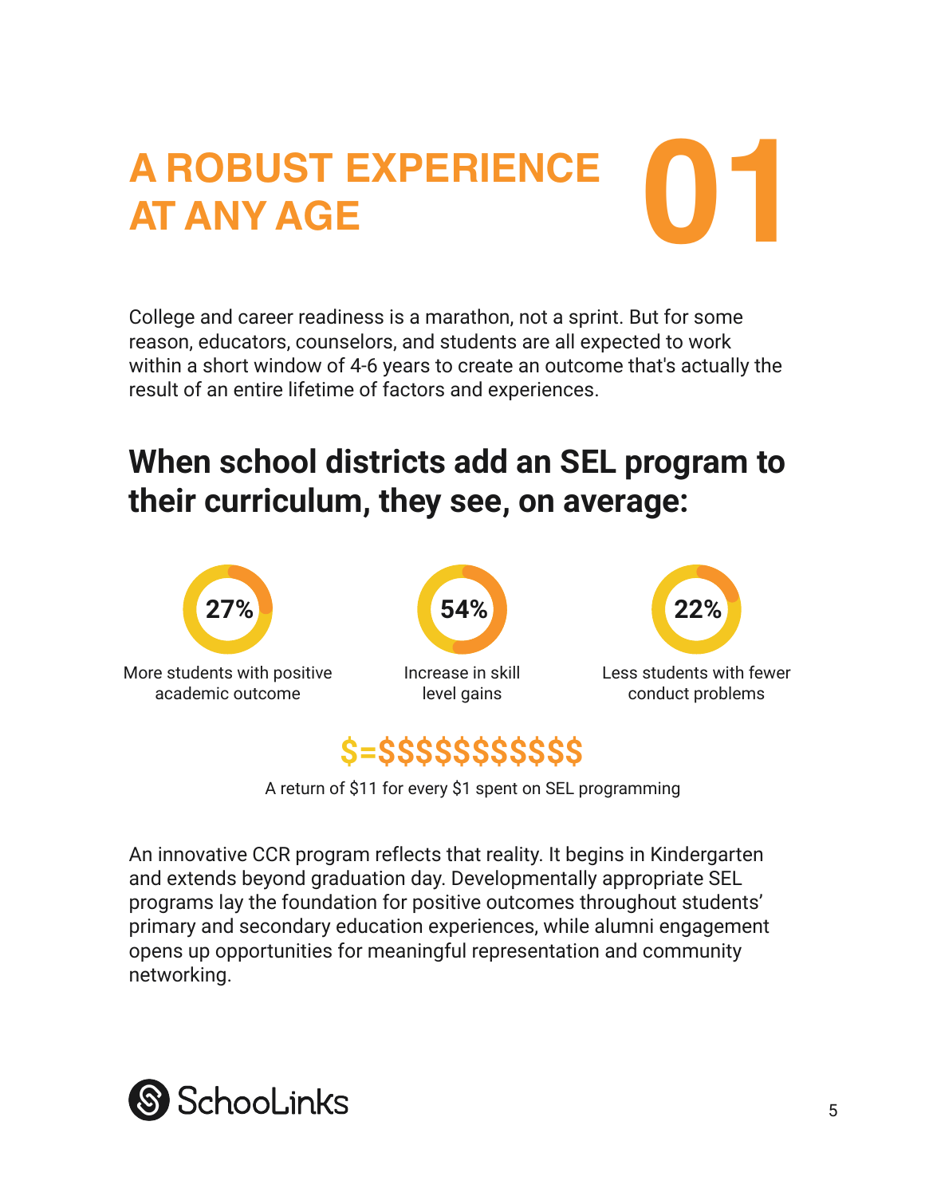# A ROBUST EXPERIENCE AT ANY AGE

# 01

College and career readiness is a marathon, not a sprint. But for some reason, educators, counselors, and students are all expected to work within a short window of 4-6 years to create an outcome that's actually the result of an entire lifetime of factors and experiences.

## When school districts add an SEL program to their curriculum, they see, on average:

**27%**
More students with positive academic outcome

**54%**
Increase in skill level gains

**22%**
Less students with fewer conduct problems

**$=$$$$$$$$$$$**

A return of $11 for every $1 spent on SEL programming

An innovative CCR program reflects that reality. It begins in Kindergarten and extends beyond graduation day. Developmentally appropriate SEL programs lay the foundation for positive outcomes throughout students' primary and secondary education experiences, while alumni engagement opens up opportunities for meaningful representation and community networking.

SchooLinks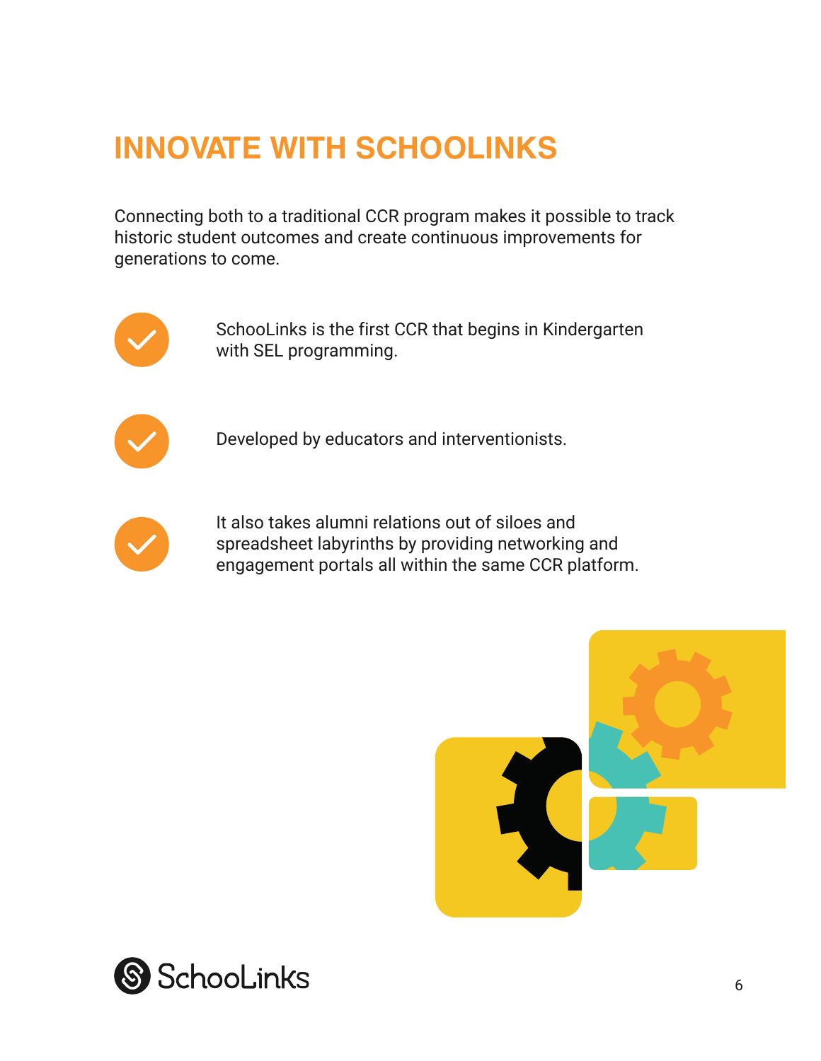# INNOVATE WITH SCHOOLINKS

Connecting both to a traditional CCR program makes it possible to track historic student outcomes and create continuous improvements for generations to come.

- SchooLinks is the first CCR that begins in Kindergarten with SEL programming.
- Developed by educators and interventionists.
- It also takes alumni relations out of siloes and spreadsheet labyrinths by providing networking and engagement portals all within the same CCR platform.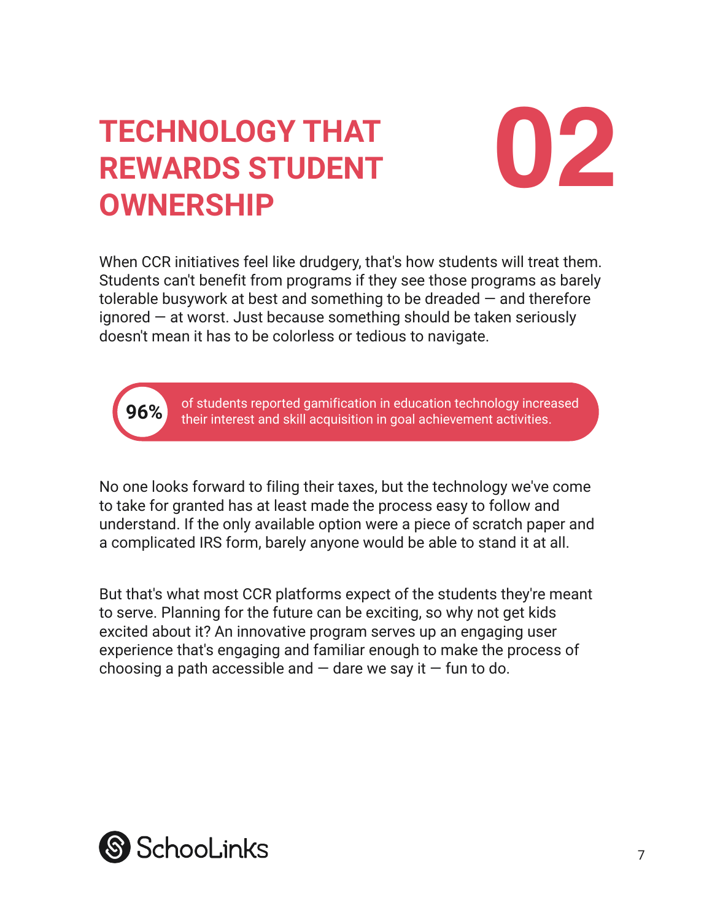# TECHNOLOGY THAT REWARDS STUDENT OWNERSHIP

# 02

When CCR initiatives feel like drudgery, that's how students will treat them. Students can't benefit from programs if they see those programs as barely tolerable busywork at best and something to be dreaded — and therefore ignored — at worst. Just because something should be taken seriously doesn't mean it has to be colorless or tedious to navigate.

**96%** of students reported gamification in education technology increased their interest and skill acquisition in goal achievement activities.

No one looks forward to filing their taxes, but the technology we've come to take for granted has at least made the process easy to follow and understand. If the only available option were a piece of scratch paper and a complicated IRS form, barely anyone would be able to stand it at all.

But that's what most CCR platforms expect of the students they're meant to serve. Planning for the future can be exciting, so why not get kids excited about it? An innovative program serves up an engaging user experience that's engaging and familiar enough to make the process of choosing a path accessible and — dare we say it — fun to do.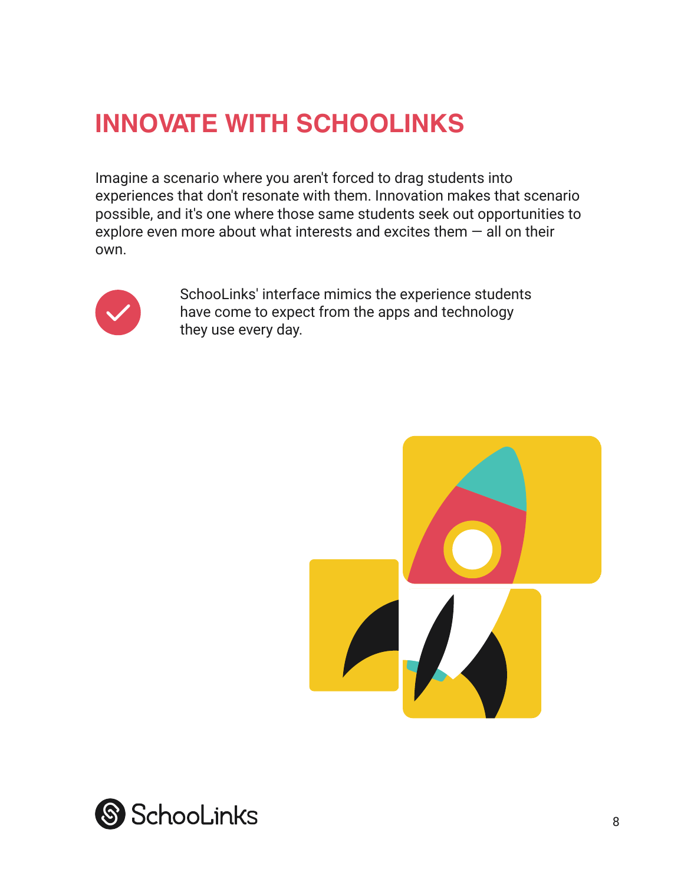# INNOVATE WITH SCHOOLINKS

Imagine a scenario where you aren't forced to drag students into experiences that don't resonate with them. Innovation makes that scenario possible, and it's one where those same students seek out opportunities to explore even more about what interests and excites them — all on their own.

- SchooLinks' interface mimics the experience students have come to expect from the apps and technology they use every day.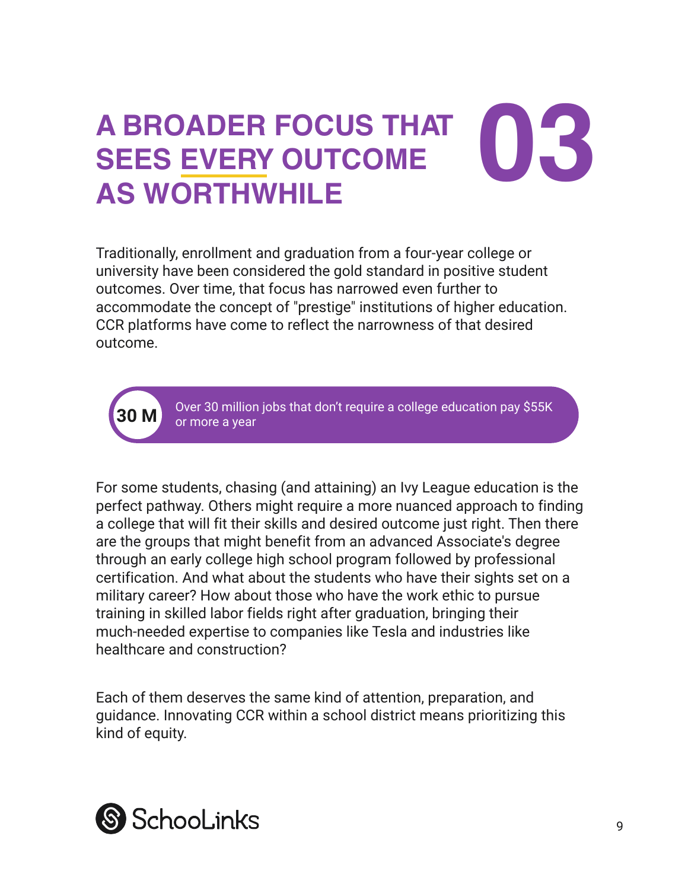# A BROADER FOCUS THAT SEES EVERY OUTCOME AS WORTHWHILE 03

Traditionally, enrollment and graduation from a four-year college or university have been considered the gold standard in positive student outcomes. Over time, that focus has narrowed even further to accommodate the concept of "prestige" institutions of higher education. CCR platforms have come to reflect the narrowness of that desired outcome.

**30 M** Over 30 million jobs that don't require a college education pay $55K or more a year

For some students, chasing (and attaining) an Ivy League education is the perfect pathway. Others might require a more nuanced approach to finding a college that will fit their skills and desired outcome just right. Then there are the groups that might benefit from an advanced Associate's degree through an early college high school program followed by professional certification. And what about the students who have their sights set on a military career? How about those who have the work ethic to pursue training in skilled labor fields right after graduation, bringing their much-needed expertise to companies like Tesla and industries like healthcare and construction?

Each of them deserves the same kind of attention, preparation, and guidance. Innovating CCR within a school district means prioritizing this kind of equity.

SchooLinks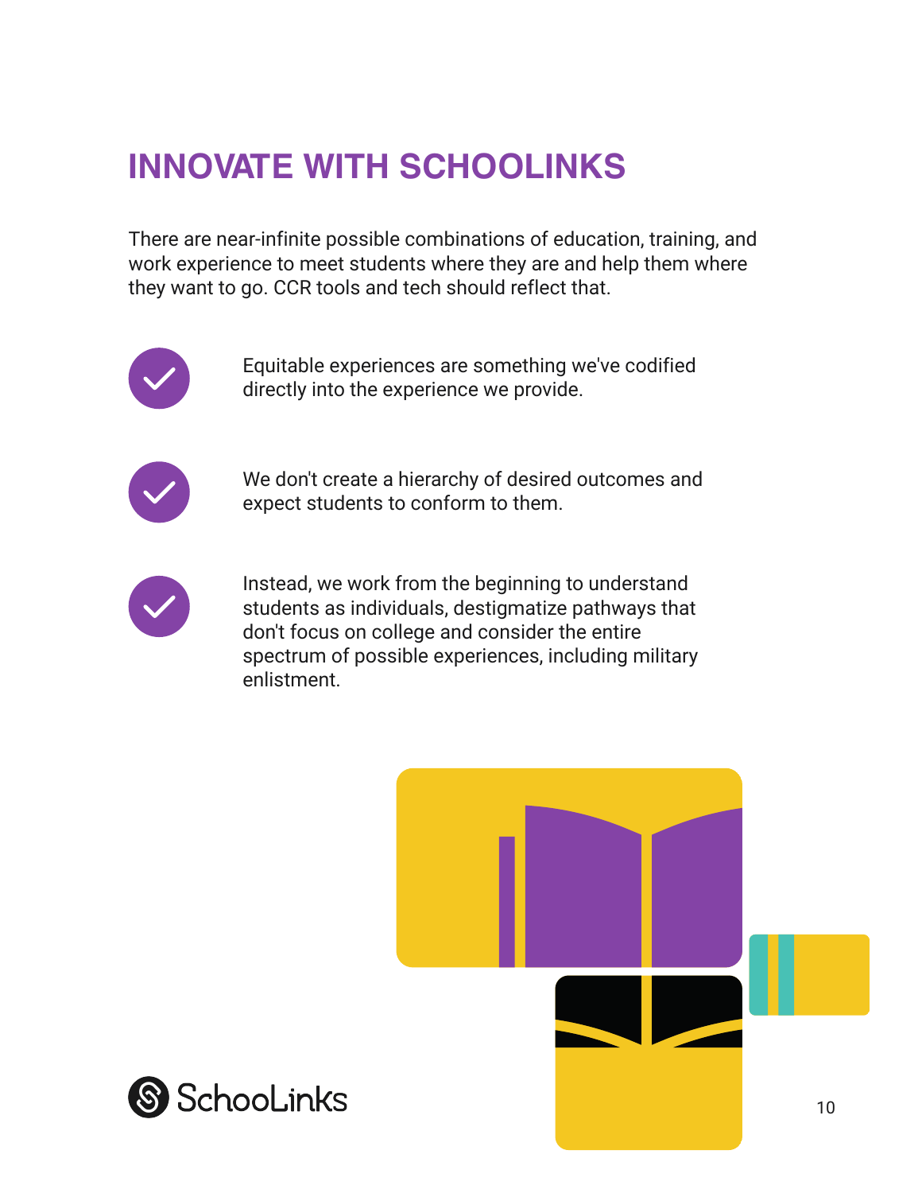# INNOVATE WITH SCHOOLINKS

There are near-infinite possible combinations of education, training, and work experience to meet students where they are and help them where they want to go. CCR tools and tech should reflect that.

- Equitable experiences are something we've codified directly into the experience we provide.
- We don't create a hierarchy of desired outcomes and expect students to conform to them.
- Instead, we work from the beginning to understand students as individuals, destigmatize pathways that don't focus on college and consider the entire spectrum of possible experiences, including military enlistment.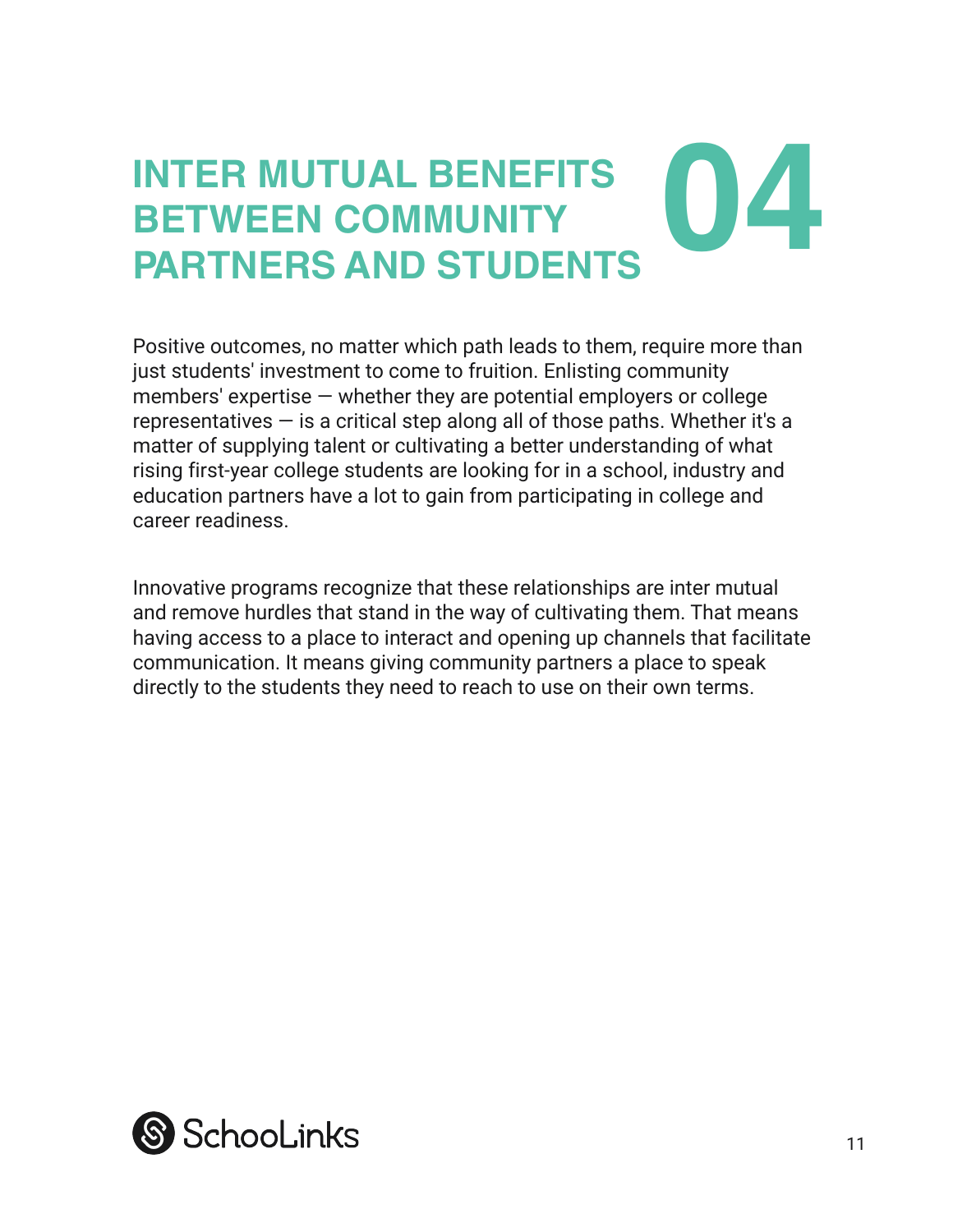# INTER MUTUAL BENEFITS BETWEEN COMMUNITY PARTNERS AND STUDENTS 04

Positive outcomes, no matter which path leads to them, require more than just students' investment to come to fruition. Enlisting community members' expertise — whether they are potential employers or college representatives — is a critical step along all of those paths. Whether it's a matter of supplying talent or cultivating a better understanding of what rising first-year college students are looking for in a school, industry and education partners have a lot to gain from participating in college and career readiness.

Innovative programs recognize that these relationships are inter mutual and remove hurdles that stand in the way of cultivating them. That means having access to a place to interact and opening up channels that facilitate communication. It means giving community partners a place to speak directly to the students they need to reach to use on their own terms.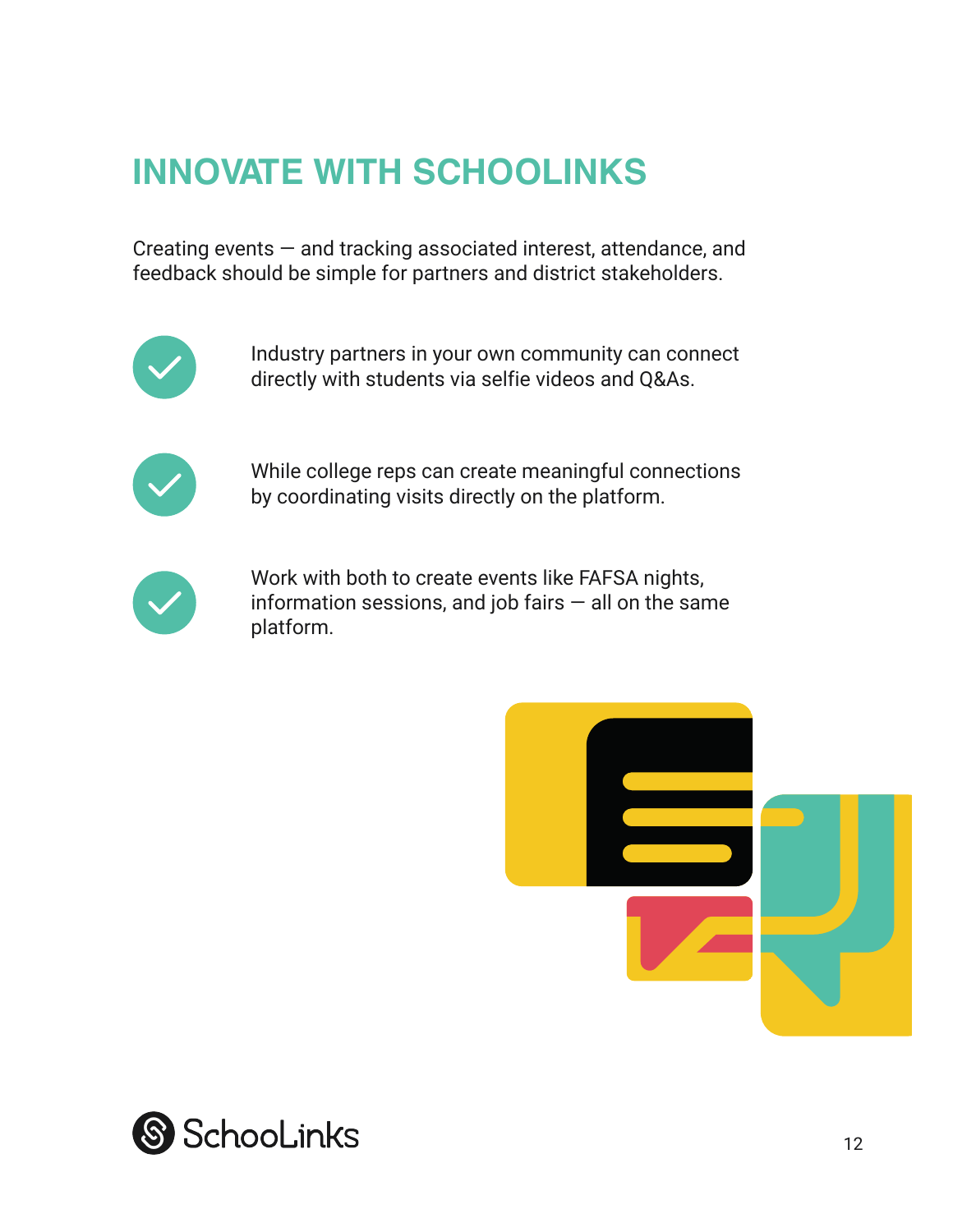# INNOVATE WITH SCHOOLINKS

Creating events — and tracking associated interest, attendance, and feedback should be simple for partners and district stakeholders.

- Industry partners in your own community can connect directly with students via selfie videos and Q&As.
- While college reps can create meaningful connections by coordinating visits directly on the platform.
- Work with both to create events like FAFSA nights, information sessions, and job fairs — all on the same platform.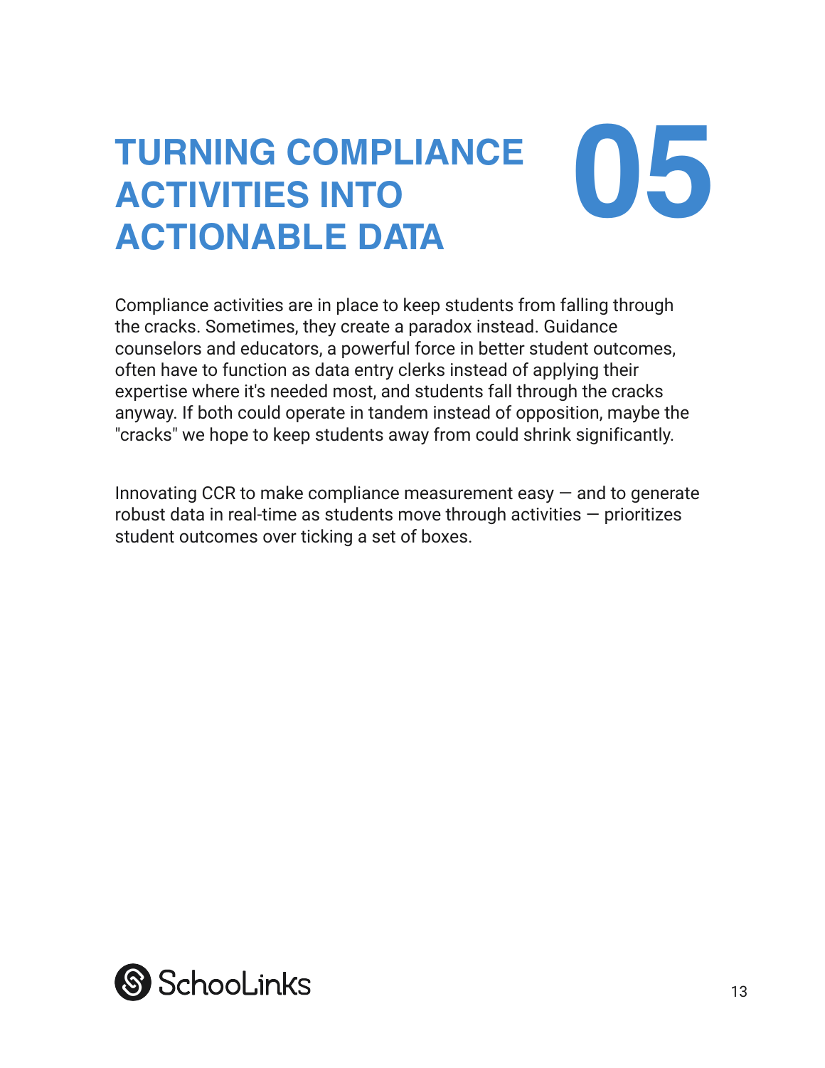# TURNING COMPLIANCE ACTIVITIES INTO ACTIONABLE DATA

# 05

Compliance activities are in place to keep students from falling through the cracks. Sometimes, they create a paradox instead. Guidance counselors and educators, a powerful force in better student outcomes, often have to function as data entry clerks instead of applying their expertise where it's needed most, and students fall through the cracks anyway. If both could operate in tandem instead of opposition, maybe the "cracks" we hope to keep students away from could shrink significantly.

Innovating CCR to make compliance measurement easy — and to generate robust data in real-time as students move through activities — prioritizes student outcomes over ticking a set of boxes.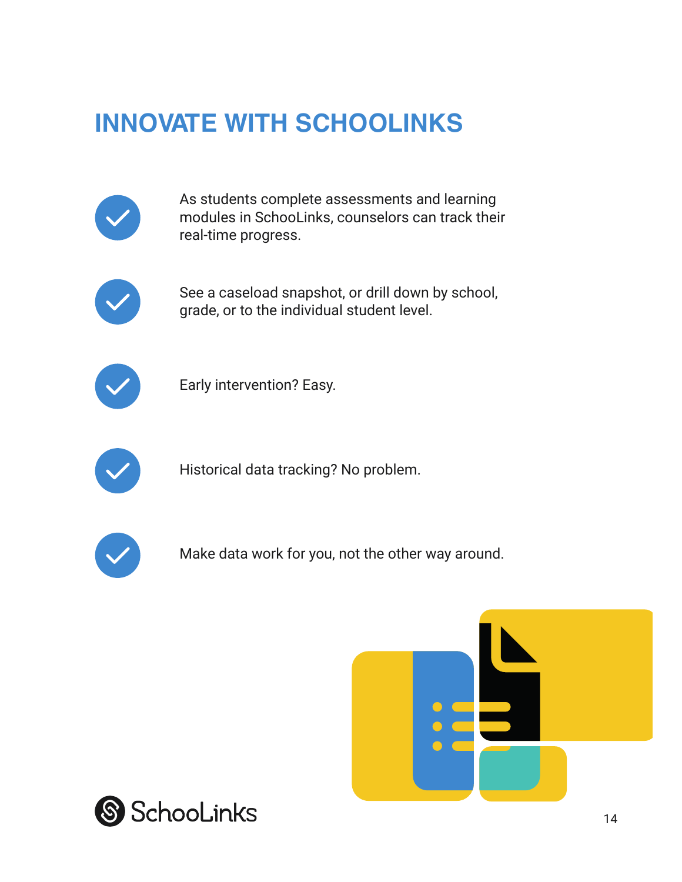# INNOVATE WITH SCHOOLINKS

- As students complete assessments and learning modules in SchooLinks, counselors can track their real-time progress.
- See a caseload snapshot, or drill down by school, grade, or to the individual student level.
- Early intervention? Easy.
- Historical data tracking? No problem.
- Make data work for you, not the other way around.

SchooLinks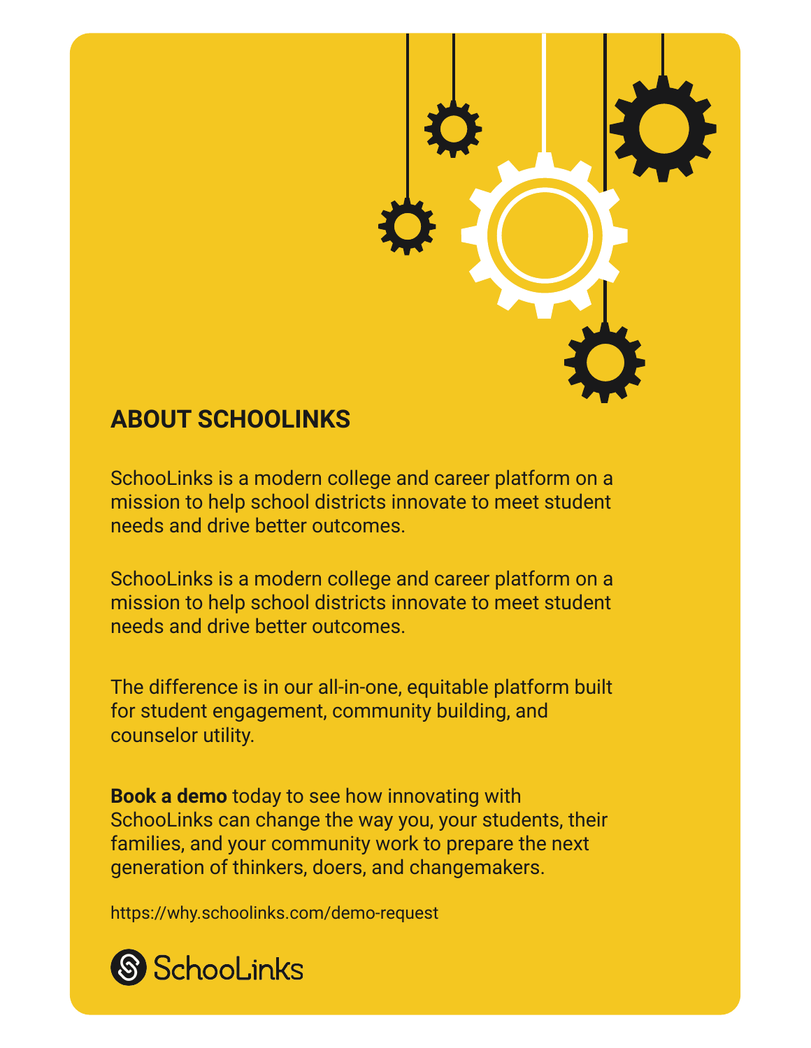## ABOUT SCHOOLINKS

SchooLinks is a modern college and career platform on a mission to help school districts innovate to meet student needs and drive better outcomes.

SchooLinks is a modern college and career platform on a mission to help school districts innovate to meet student needs and drive better outcomes.

The difference is in our all-in-one, equitable platform built for student engagement, community building, and counselor utility.

**Book a demo** today to see how innovating with SchooLinks can change the way you, your students, their families, and your community work to prepare the next generation of thinkers, doers, and changemakers.

https://why.schoolinks.com/demo-request

SchooLinks